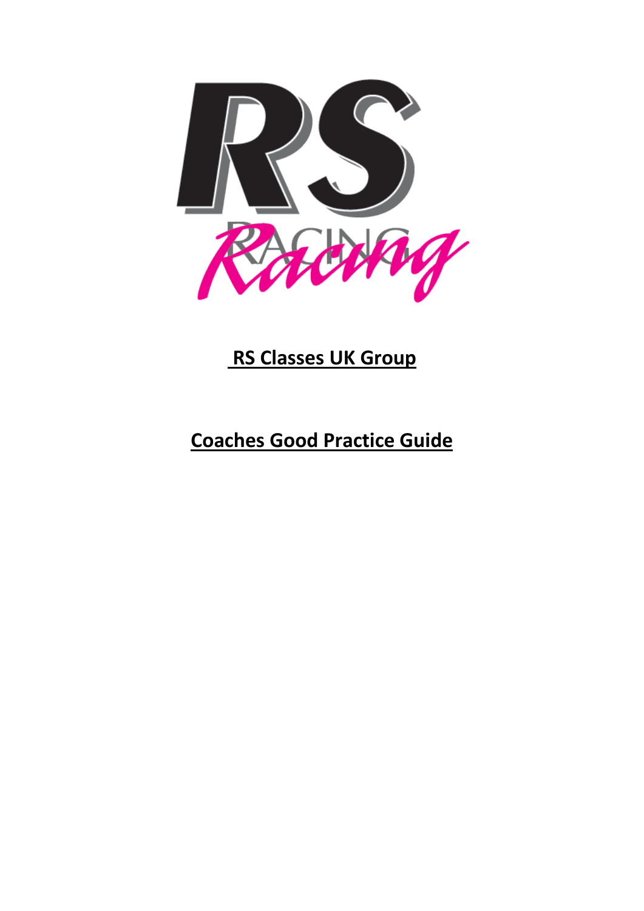# RS Classes UK Group

# Coaches Good Practice Guide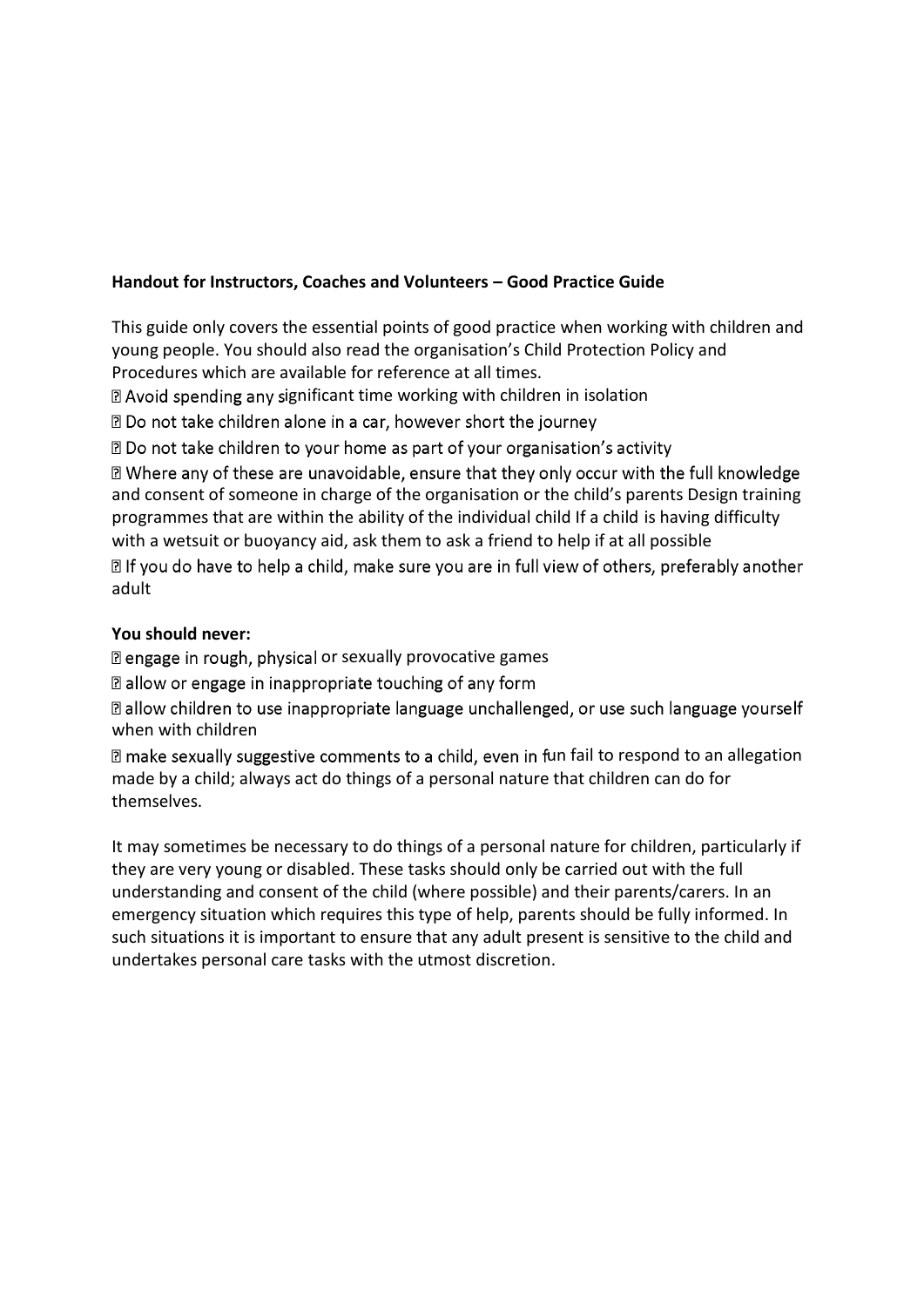**Handout for Instructors, Coaches and Volunteers – Good Practice Guide**

This guide only covers the essential points of good practice when working with children and young people. You should also read the organisation's Child Protection Policy and Procedures which are available for reference at all times.

- Avoid spending any significant time working with children in isolation
- Do not take children alone in a car, however short the journey
- Do not take children to your home as part of your organisation's activity
- Where any of these are unavoidable, ensure that they only occur with the full knowledge and consent of someone in charge of the organisation or the child's parents Design training programmes that are within the ability of the individual child If a child is having difficulty with a wetsuit or buoyancy aid, ask them to ask a friend to help if at all possible
- If you do have to help a child, make sure you are in full view of others, preferably another adult

**You should never:**

- engage in rough, physical or sexually provocative games
- allow or engage in inappropriate touching of any form
- allow children to use inappropriate language unchallenged, or use such language yourself when with children
- make sexually suggestive comments to a child, even in fun fail to respond to an allegation made by a child; always act do things of a personal nature that children can do for themselves.

It may sometimes be necessary to do things of a personal nature for children, particularly if they are very young or disabled. These tasks should only be carried out with the full understanding and consent of the child (where possible) and their parents/carers. In an emergency situation which requires this type of help, parents should be fully informed. In such situations it is important to ensure that any adult present is sensitive to the child and undertakes personal care tasks with the utmost discretion.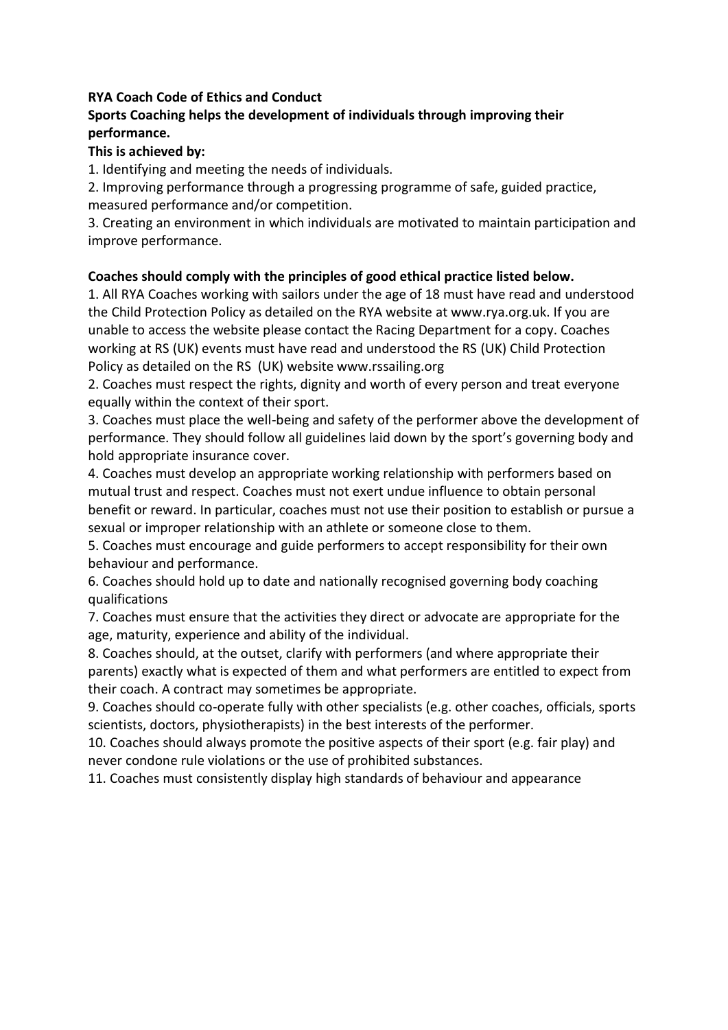**RYA Coach Code of Ethics and Conduct**

**Sports Coaching helps the development of individuals through improving their performance.**

**This is achieved by:**

1. Identifying and meeting the needs of individuals.
2. Improving performance through a progressing programme of safe, guided practice, measured performance and/or competition.
3. Creating an environment in which individuals are motivated to maintain participation and improve performance.

**Coaches should comply with the principles of good ethical practice listed below.**

1. All RYA Coaches working with sailors under the age of 18 must have read and understood the Child Protection Policy as detailed on the RYA website at www.rya.org.uk. If you are unable to access the website please contact the Racing Department for a copy. Coaches working at RS (UK) events must have read and understood the RS (UK) Child Protection Policy as detailed on the RS (UK) website www.rssailing.org
2. Coaches must respect the rights, dignity and worth of every person and treat everyone equally within the context of their sport.
3. Coaches must place the well-being and safety of the performer above the development of performance. They should follow all guidelines laid down by the sport's governing body and hold appropriate insurance cover.
4. Coaches must develop an appropriate working relationship with performers based on mutual trust and respect. Coaches must not exert undue influence to obtain personal benefit or reward. In particular, coaches must not use their position to establish or pursue a sexual or improper relationship with an athlete or someone close to them.
5. Coaches must encourage and guide performers to accept responsibility for their own behaviour and performance.
6. Coaches should hold up to date and nationally recognised governing body coaching qualifications
7. Coaches must ensure that the activities they direct or advocate are appropriate for the age, maturity, experience and ability of the individual.
8. Coaches should, at the outset, clarify with performers (and where appropriate their parents) exactly what is expected of them and what performers are entitled to expect from their coach. A contract may sometimes be appropriate.
9. Coaches should co-operate fully with other specialists (e.g. other coaches, officials, sports scientists, doctors, physiotherapists) in the best interests of the performer.
10. Coaches should always promote the positive aspects of their sport (e.g. fair play) and never condone rule violations or the use of prohibited substances.
11. Coaches must consistently display high standards of behaviour and appearance